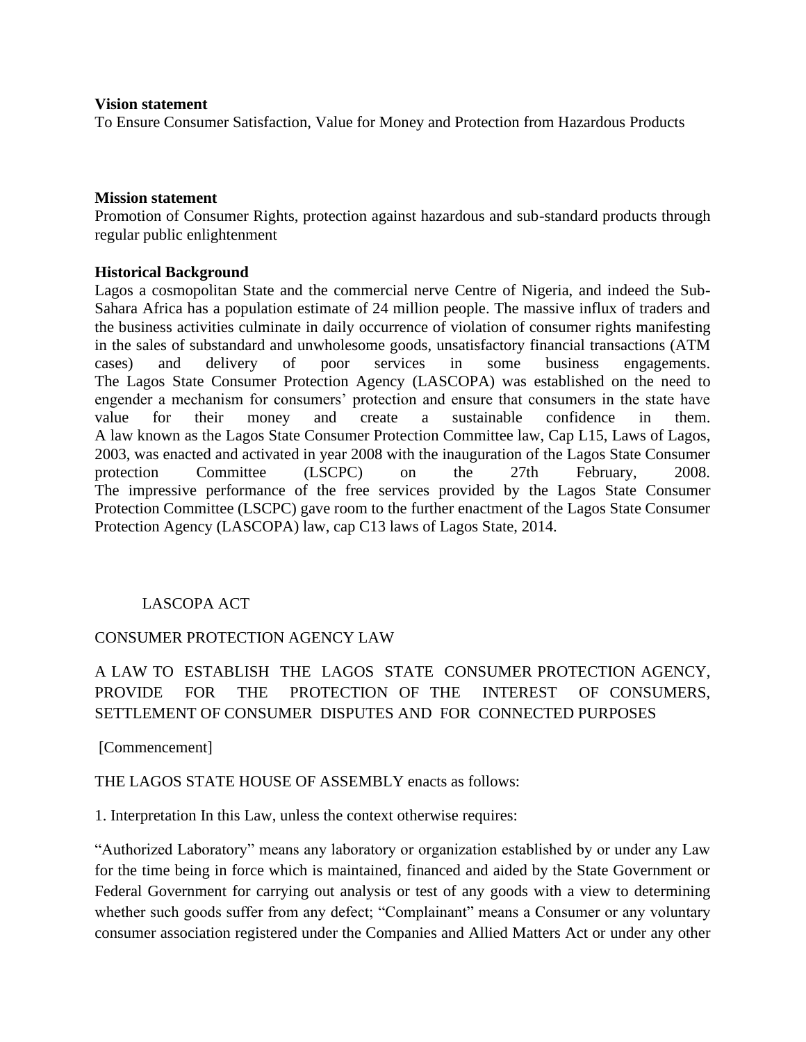**Vision statement**

To Ensure Consumer Satisfaction, Value for Money and Protection from Hazardous Products

**Mission statement**

Promotion of Consumer Rights, protection against hazardous and sub-standard products through regular public enlightenment

**Historical Background**

Lagos a cosmopolitan State and the commercial nerve Centre of Nigeria, and indeed the Sub-Sahara Africa has a population estimate of 24 million people. The massive influx of traders and the business activities culminate in daily occurrence of violation of consumer rights manifesting in the sales of substandard and unwholesome goods, unsatisfactory financial transactions (ATM cases) and delivery of poor services in some business engagements.

The Lagos State Consumer Protection Agency (LASCOPA) was established on the need to engender a mechanism for consumers' protection and ensure that consumers in the state have value for their money and create a sustainable confidence in them.

A law known as the Lagos State Consumer Protection Committee law, Cap L15, Laws of Lagos, 2003, was enacted and activated in year 2008 with the inauguration of the Lagos State Consumer protection Committee (LSCPC) on the 27th February, 2008.

The impressive performance of the free services provided by the Lagos State Consumer Protection Committee (LSCPC) gave room to the further enactment of the Lagos State Consumer Protection Agency (LASCOPA) law, cap C13 laws of Lagos State, 2014.

LASCOPA ACT

CONSUMER PROTECTION AGENCY LAW

A LAW TO ESTABLISH THE LAGOS STATE CONSUMER PROTECTION AGENCY, PROVIDE FOR THE PROTECTION OF THE INTEREST OF CONSUMERS, SETTLEMENT OF CONSUMER DISPUTES AND FOR CONNECTED PURPOSES

[Commencement]

THE LAGOS STATE HOUSE OF ASSEMBLY enacts as follows:

1. Interpretation In this Law, unless the context otherwise requires:

"Authorized Laboratory" means any laboratory or organization established by or under any Law for the time being in force which is maintained, financed and aided by the State Government or Federal Government for carrying out analysis or test of any goods with a view to determining whether such goods suffer from any defect; "Complainant" means a Consumer or any voluntary consumer association registered under the Companies and Allied Matters Act or under any other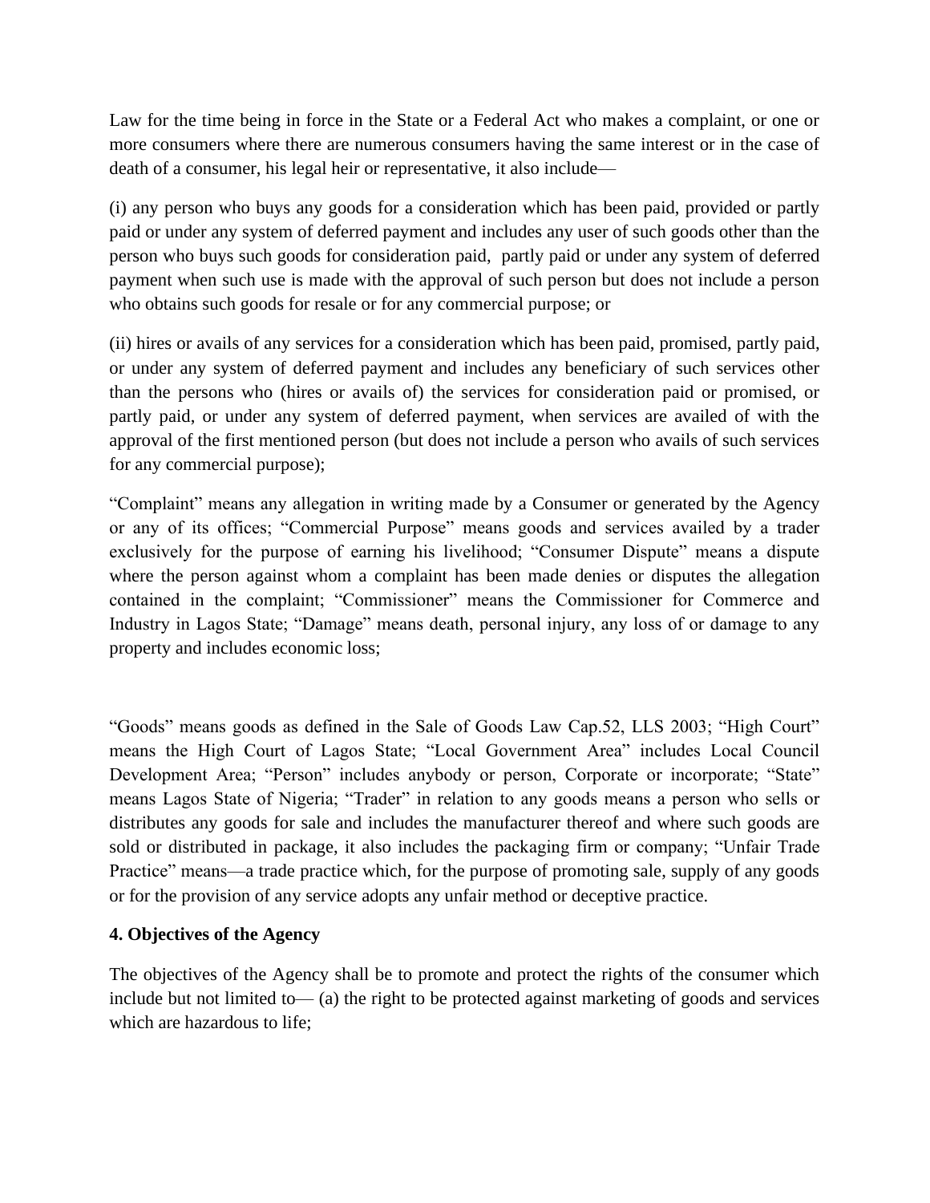Law for the time being in force in the State or a Federal Act who makes a complaint, or one or more consumers where there are numerous consumers having the same interest or in the case of death of a consumer, his legal heir or representative, it also include—

(i) any person who buys any goods for a consideration which has been paid, provided or partly paid or under any system of deferred payment and includes any user of such goods other than the person who buys such goods for consideration paid, partly paid or under any system of deferred payment when such use is made with the approval of such person but does not include a person who obtains such goods for resale or for any commercial purpose; or

(ii) hires or avails of any services for a consideration which has been paid, promised, partly paid, or under any system of deferred payment and includes any beneficiary of such services other than the persons who (hires or avails of) the services for consideration paid or promised, or partly paid, or under any system of deferred payment, when services are availed of with the approval of the first mentioned person (but does not include a person who avails of such services for any commercial purpose);

"Complaint" means any allegation in writing made by a Consumer or generated by the Agency or any of its offices; "Commercial Purpose" means goods and services availed by a trader exclusively for the purpose of earning his livelihood; "Consumer Dispute" means a dispute where the person against whom a complaint has been made denies or disputes the allegation contained in the complaint; "Commissioner" means the Commissioner for Commerce and Industry in Lagos State; "Damage" means death, personal injury, any loss of or damage to any property and includes economic loss;

"Goods" means goods as defined in the Sale of Goods Law Cap.52, LLS 2003; "High Court" means the High Court of Lagos State; "Local Government Area" includes Local Council Development Area; "Person" includes anybody or person, Corporate or incorporate; "State" means Lagos State of Nigeria; "Trader" in relation to any goods means a person who sells or distributes any goods for sale and includes the manufacturer thereof and where such goods are sold or distributed in package, it also includes the packaging firm or company; "Unfair Trade Practice" means—a trade practice which, for the purpose of promoting sale, supply of any goods or for the provision of any service adopts any unfair method or deceptive practice.

**4. Objectives of the Agency**

The objectives of the Agency shall be to promote and protect the rights of the consumer which include but not limited to— (a) the right to be protected against marketing of goods and services which are hazardous to life;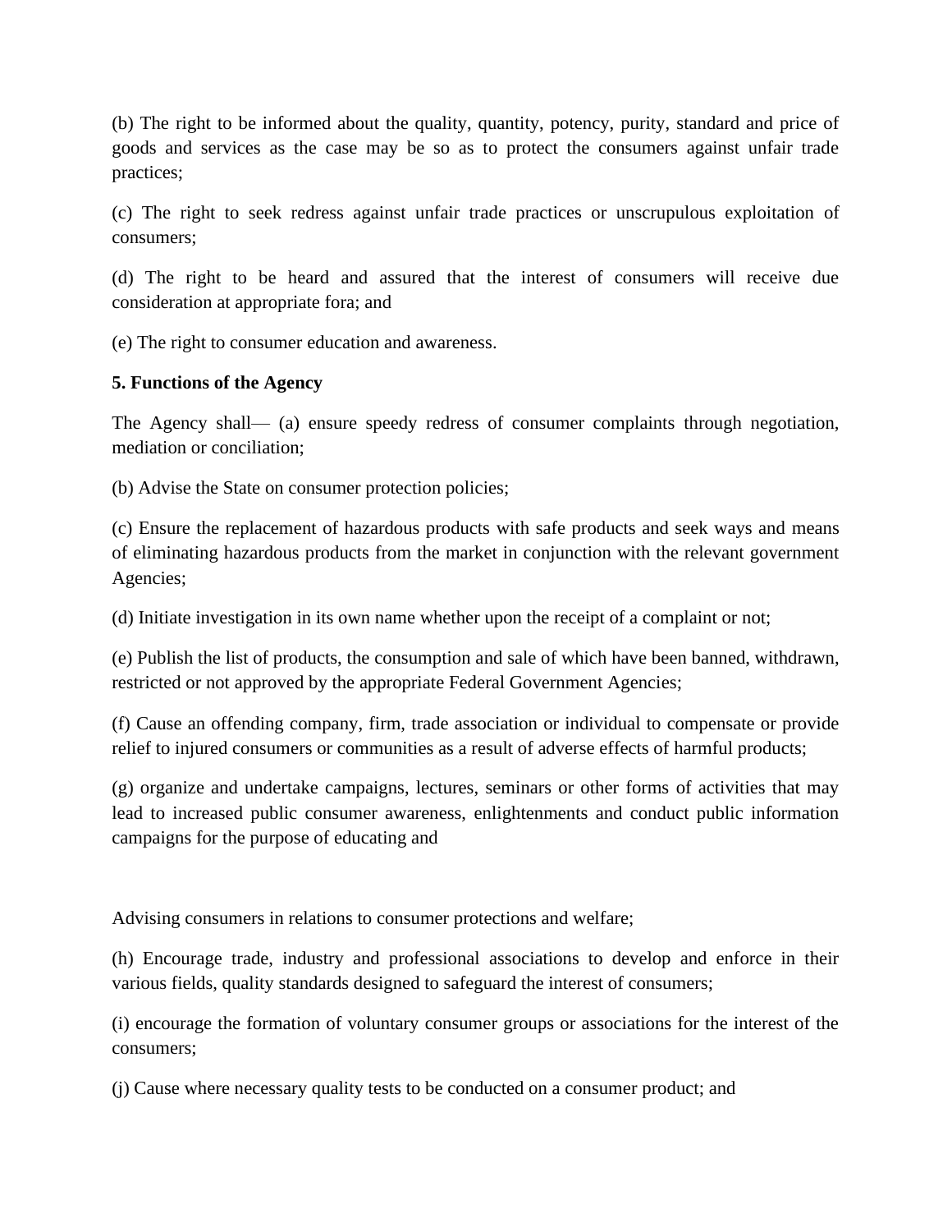(b) The right to be informed about the quality, quantity, potency, purity, standard and price of goods and services as the case may be so as to protect the consumers against unfair trade practices;

(c) The right to seek redress against unfair trade practices or unscrupulous exploitation of consumers;

(d) The right to be heard and assured that the interest of consumers will receive due consideration at appropriate fora; and

(e) The right to consumer education and awareness.

**5. Functions of the Agency**

The Agency shall— (a) ensure speedy redress of consumer complaints through negotiation, mediation or conciliation;

(b) Advise the State on consumer protection policies;

(c) Ensure the replacement of hazardous products with safe products and seek ways and means of eliminating hazardous products from the market in conjunction with the relevant government Agencies;

(d) Initiate investigation in its own name whether upon the receipt of a complaint or not;

(e) Publish the list of products, the consumption and sale of which have been banned, withdrawn, restricted or not approved by the appropriate Federal Government Agencies;

(f) Cause an offending company, firm, trade association or individual to compensate or provide relief to injured consumers or communities as a result of adverse effects of harmful products;

(g) organize and undertake campaigns, lectures, seminars or other forms of activities that may lead to increased public consumer awareness, enlightenments and conduct public information campaigns for the purpose of educating and

Advising consumers in relations to consumer protections and welfare;

(h) Encourage trade, industry and professional associations to develop and enforce in their various fields, quality standards designed to safeguard the interest of consumers;

(i) encourage the formation of voluntary consumer groups or associations for the interest of the consumers;

(j) Cause where necessary quality tests to be conducted on a consumer product; and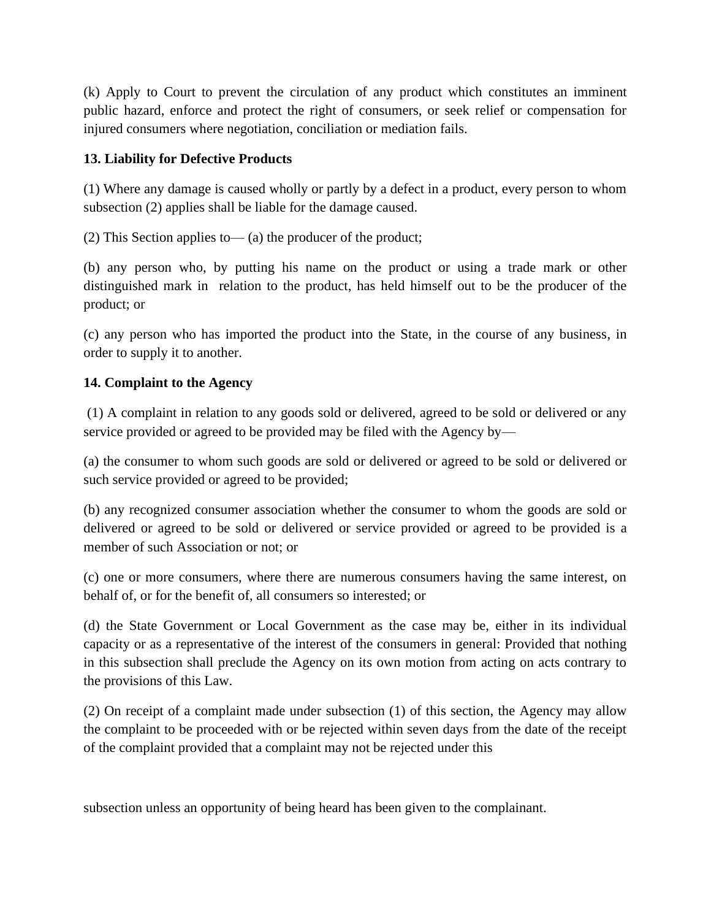(k) Apply to Court to prevent the circulation of any product which constitutes an imminent public hazard, enforce and protect the right of consumers, or seek relief or compensation for injured consumers where negotiation, conciliation or mediation fails.

**13. Liability for Defective Products**

(1) Where any damage is caused wholly or partly by a defect in a product, every person to whom subsection (2) applies shall be liable for the damage caused.

(2) This Section applies to— (a) the producer of the product;

(b) any person who, by putting his name on the product or using a trade mark or other distinguished mark in relation to the product, has held himself out to be the producer of the product; or

(c) any person who has imported the product into the State, in the course of any business, in order to supply it to another.

**14. Complaint to the Agency**

(1) A complaint in relation to any goods sold or delivered, agreed to be sold or delivered or any service provided or agreed to be provided may be filed with the Agency by—

(a) the consumer to whom such goods are sold or delivered or agreed to be sold or delivered or such service provided or agreed to be provided;

(b) any recognized consumer association whether the consumer to whom the goods are sold or delivered or agreed to be sold or delivered or service provided or agreed to be provided is a member of such Association or not; or

(c) one or more consumers, where there are numerous consumers having the same interest, on behalf of, or for the benefit of, all consumers so interested; or

(d) the State Government or Local Government as the case may be, either in its individual capacity or as a representative of the interest of the consumers in general: Provided that nothing in this subsection shall preclude the Agency on its own motion from acting on acts contrary to the provisions of this Law.

(2) On receipt of a complaint made under subsection (1) of this section, the Agency may allow the complaint to be proceeded with or be rejected within seven days from the date of the receipt of the complaint provided that a complaint may not be rejected under this subsection unless an opportunity of being heard has been given to the complainant.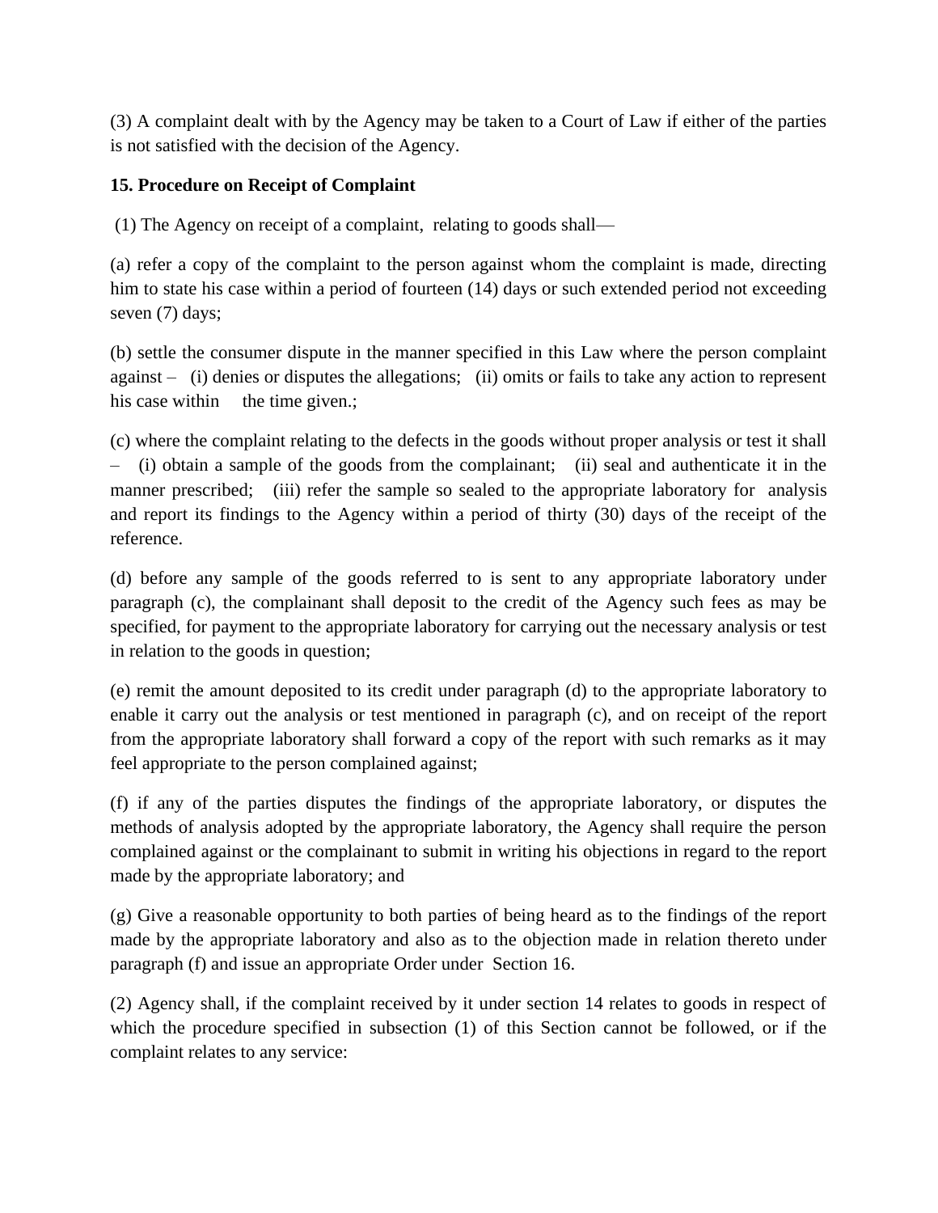(3) A complaint dealt with by the Agency may be taken to a Court of Law if either of the parties is not satisfied with the decision of the Agency.

**15. Procedure on Receipt of Complaint**

(1) The Agency on receipt of a complaint, relating to goods shall—

(a) refer a copy of the complaint to the person against whom the complaint is made, directing him to state his case within a period of fourteen (14) days or such extended period not exceeding seven (7) days;

(b) settle the consumer dispute in the manner specified in this Law where the person complaint against – (i) denies or disputes the allegations; (ii) omits or fails to take any action to represent his case within the time given.;

(c) where the complaint relating to the defects in the goods without proper analysis or test it shall – (i) obtain a sample of the goods from the complainant; (ii) seal and authenticate it in the manner prescribed; (iii) refer the sample so sealed to the appropriate laboratory for analysis and report its findings to the Agency within a period of thirty (30) days of the receipt of the reference.

(d) before any sample of the goods referred to is sent to any appropriate laboratory under paragraph (c), the complainant shall deposit to the credit of the Agency such fees as may be specified, for payment to the appropriate laboratory for carrying out the necessary analysis or test in relation to the goods in question;

(e) remit the amount deposited to its credit under paragraph (d) to the appropriate laboratory to enable it carry out the analysis or test mentioned in paragraph (c), and on receipt of the report from the appropriate laboratory shall forward a copy of the report with such remarks as it may feel appropriate to the person complained against;

(f) if any of the parties disputes the findings of the appropriate laboratory, or disputes the methods of analysis adopted by the appropriate laboratory, the Agency shall require the person complained against or the complainant to submit in writing his objections in regard to the report made by the appropriate laboratory; and

(g) Give a reasonable opportunity to both parties of being heard as to the findings of the report made by the appropriate laboratory and also as to the objection made in relation thereto under paragraph (f) and issue an appropriate Order under Section 16.

(2) Agency shall, if the complaint received by it under section 14 relates to goods in respect of which the procedure specified in subsection (1) of this Section cannot be followed, or if the complaint relates to any service: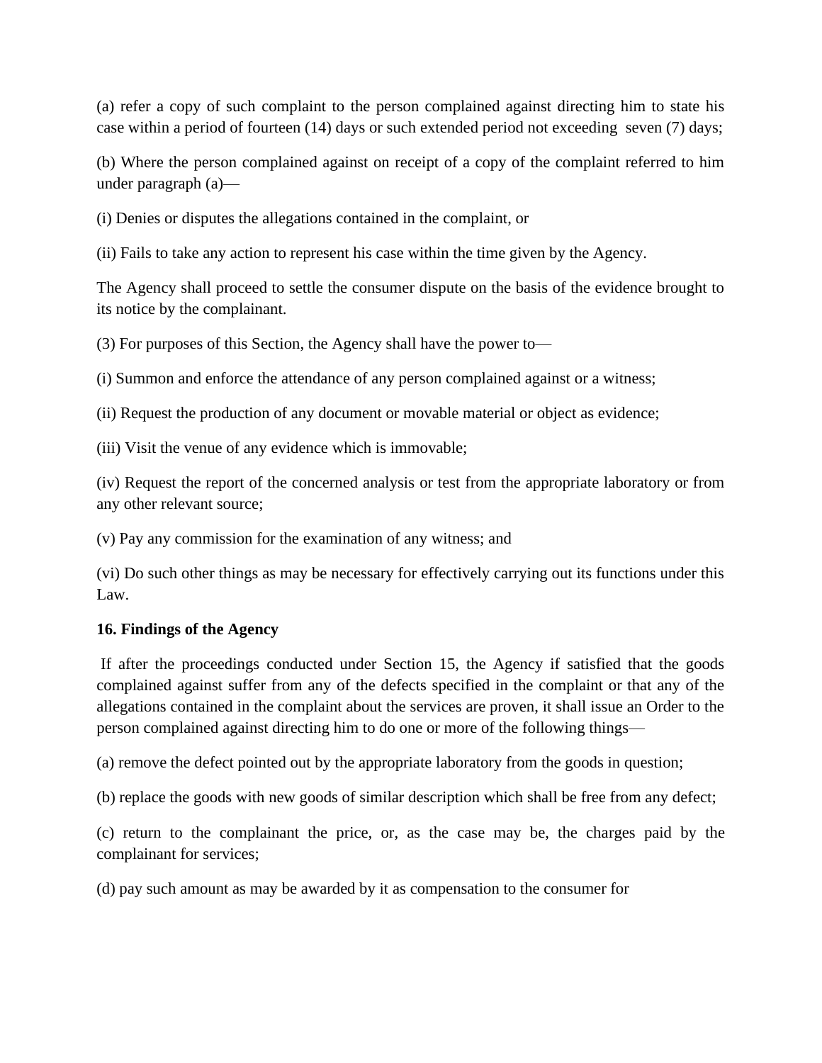(a) refer a copy of such complaint to the person complained against directing him to state his case within a period of fourteen (14) days or such extended period not exceeding seven (7) days;

(b) Where the person complained against on receipt of a copy of the complaint referred to him under paragraph (a)—

(i) Denies or disputes the allegations contained in the complaint, or

(ii) Fails to take any action to represent his case within the time given by the Agency.

The Agency shall proceed to settle the consumer dispute on the basis of the evidence brought to its notice by the complainant.

(3) For purposes of this Section, the Agency shall have the power to—

(i) Summon and enforce the attendance of any person complained against or a witness;

(ii) Request the production of any document or movable material or object as evidence;

(iii) Visit the venue of any evidence which is immovable;

(iv) Request the report of the concerned analysis or test from the appropriate laboratory or from any other relevant source;

(v) Pay any commission for the examination of any witness; and

(vi) Do such other things as may be necessary for effectively carrying out its functions under this Law.

**16. Findings of the Agency**

If after the proceedings conducted under Section 15, the Agency if satisfied that the goods complained against suffer from any of the defects specified in the complaint or that any of the allegations contained in the complaint about the services are proven, it shall issue an Order to the person complained against directing him to do one or more of the following things—

(a) remove the defect pointed out by the appropriate laboratory from the goods in question;

(b) replace the goods with new goods of similar description which shall be free from any defect;

(c) return to the complainant the price, or, as the case may be, the charges paid by the complainant for services;

(d) pay such amount as may be awarded by it as compensation to the consumer for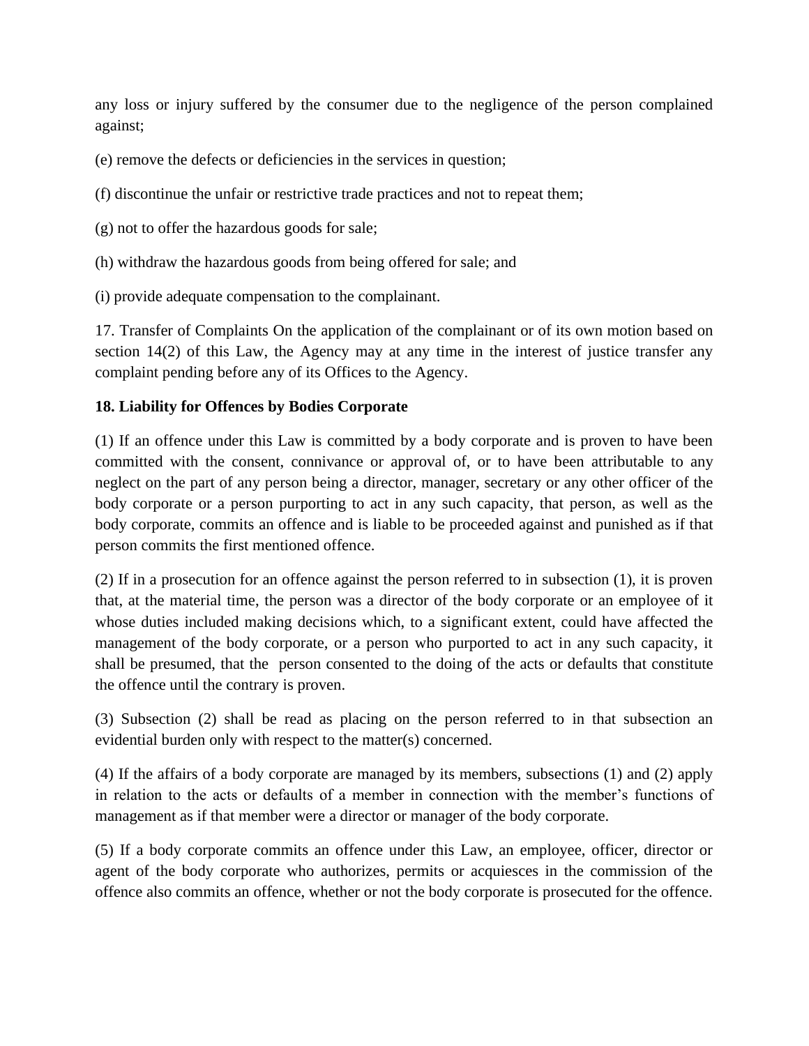any loss or injury suffered by the consumer due to the negligence of the person complained against;

(e) remove the defects or deficiencies in the services in question;

(f) discontinue the unfair or restrictive trade practices and not to repeat them;

(g) not to offer the hazardous goods for sale;

(h) withdraw the hazardous goods from being offered for sale; and

(i) provide adequate compensation to the complainant.

17. Transfer of Complaints On the application of the complainant or of its own motion based on section 14(2) of this Law, the Agency may at any time in the interest of justice transfer any complaint pending before any of its Offices to the Agency.

**18. Liability for Offences by Bodies Corporate**

(1) If an offence under this Law is committed by a body corporate and is proven to have been committed with the consent, connivance or approval of, or to have been attributable to any neglect on the part of any person being a director, manager, secretary or any other officer of the body corporate or a person purporting to act in any such capacity, that person, as well as the body corporate, commits an offence and is liable to be proceeded against and punished as if that person commits the first mentioned offence.

(2) If in a prosecution for an offence against the person referred to in subsection (1), it is proven that, at the material time, the person was a director of the body corporate or an employee of it whose duties included making decisions which, to a significant extent, could have affected the management of the body corporate, or a person who purported to act in any such capacity, it shall be presumed, that the person consented to the doing of the acts or defaults that constitute the offence until the contrary is proven.

(3) Subsection (2) shall be read as placing on the person referred to in that subsection an evidential burden only with respect to the matter(s) concerned.

(4) If the affairs of a body corporate are managed by its members, subsections (1) and (2) apply in relation to the acts or defaults of a member in connection with the member's functions of management as if that member were a director or manager of the body corporate.

(5) If a body corporate commits an offence under this Law, an employee, officer, director or agent of the body corporate who authorizes, permits or acquiesces in the commission of the offence also commits an offence, whether or not the body corporate is prosecuted for the offence.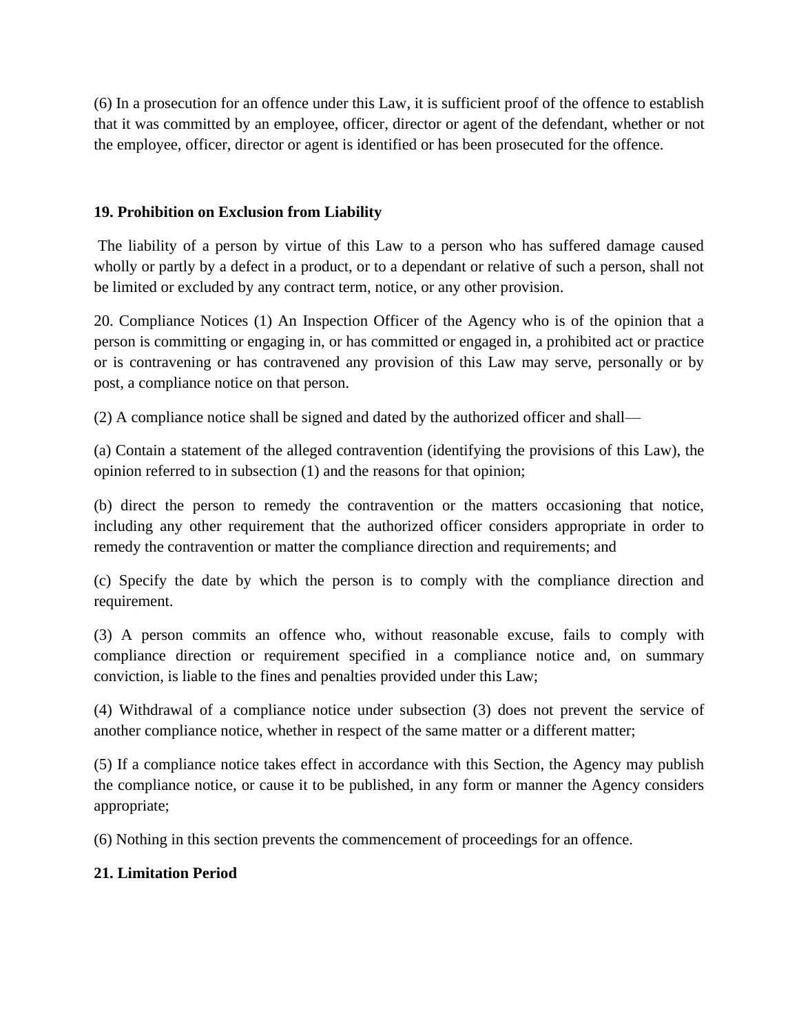(6) In a prosecution for an offence under this Law, it is sufficient proof of the offence to establish that it was committed by an employee, officer, director or agent of the defendant, whether or not the employee, officer, director or agent is identified or has been prosecuted for the offence.

**19. Prohibition on Exclusion from Liability**

The liability of a person by virtue of this Law to a person who has suffered damage caused wholly or partly by a defect in a product, or to a dependant or relative of such a person, shall not be limited or excluded by any contract term, notice, or any other provision.

20. Compliance Notices (1) An Inspection Officer of the Agency who is of the opinion that a person is committing or engaging in, or has committed or engaged in, a prohibited act or practice or is contravening or has contravened any provision of this Law may serve, personally or by post, a compliance notice on that person.

(2) A compliance notice shall be signed and dated by the authorized officer and shall—

(a) Contain a statement of the alleged contravention (identifying the provisions of this Law), the opinion referred to in subsection (1) and the reasons for that opinion;

(b) direct the person to remedy the contravention or the matters occasioning that notice, including any other requirement that the authorized officer considers appropriate in order to remedy the contravention or matter the compliance direction and requirements; and

(c) Specify the date by which the person is to comply with the compliance direction and requirement.

(3) A person commits an offence who, without reasonable excuse, fails to comply with compliance direction or requirement specified in a compliance notice and, on summary conviction, is liable to the fines and penalties provided under this Law;

(4) Withdrawal of a compliance notice under subsection (3) does not prevent the service of another compliance notice, whether in respect of the same matter or a different matter;

(5) If a compliance notice takes effect in accordance with this Section, the Agency may publish the compliance notice, or cause it to be published, in any form or manner the Agency considers appropriate;

(6) Nothing in this section prevents the commencement of proceedings for an offence.

**21. Limitation Period**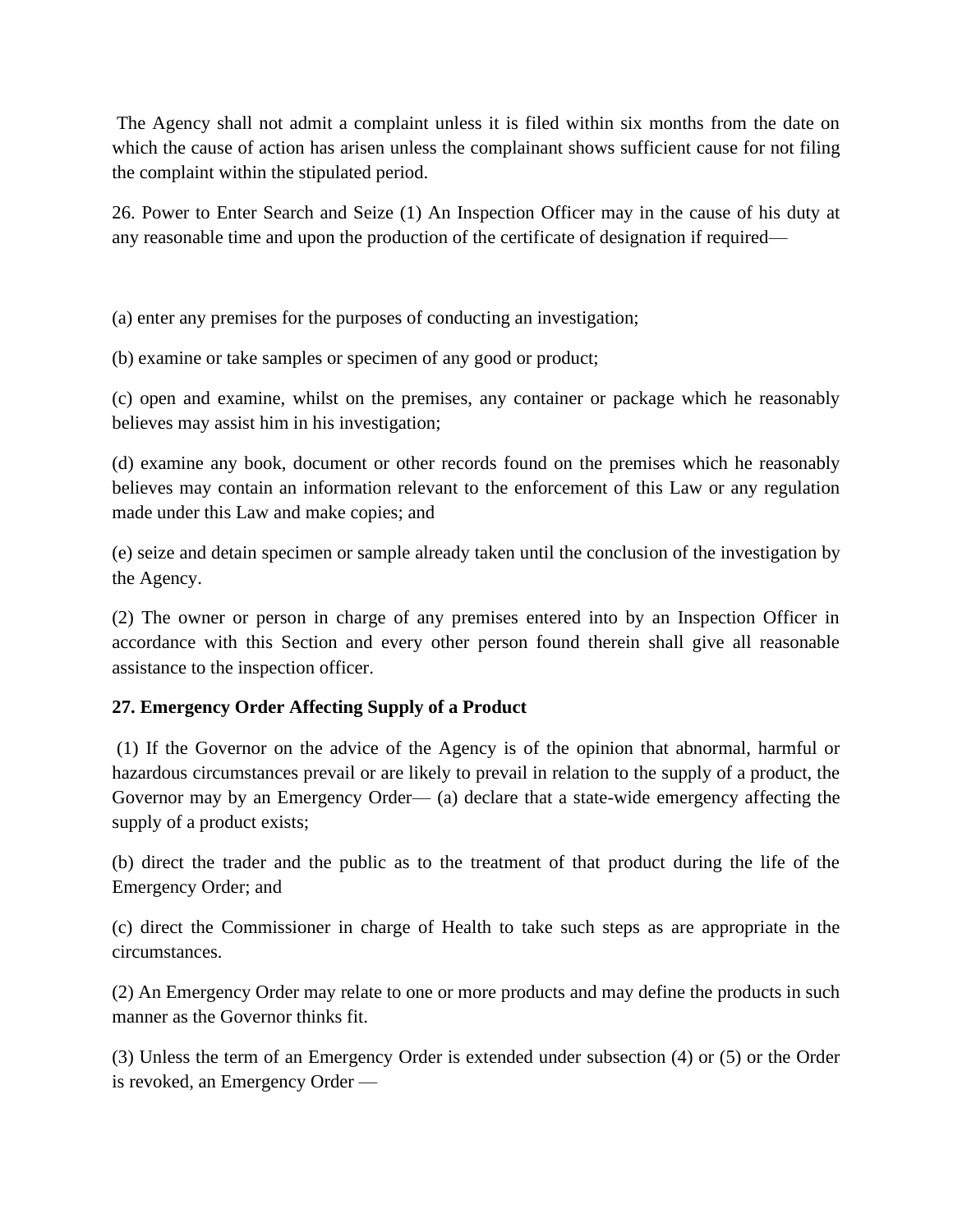The Agency shall not admit a complaint unless it is filed within six months from the date on which the cause of action has arisen unless the complainant shows sufficient cause for not filing the complaint within the stipulated period.

26. Power to Enter Search and Seize (1) An Inspection Officer may in the cause of his duty at any reasonable time and upon the production of the certificate of designation if required—

(a) enter any premises for the purposes of conducting an investigation;

(b) examine or take samples or specimen of any good or product;

(c) open and examine, whilst on the premises, any container or package which he reasonably believes may assist him in his investigation;

(d) examine any book, document or other records found on the premises which he reasonably believes may contain an information relevant to the enforcement of this Law or any regulation made under this Law and make copies; and

(e) seize and detain specimen or sample already taken until the conclusion of the investigation by the Agency.

(2) The owner or person in charge of any premises entered into by an Inspection Officer in accordance with this Section and every other person found therein shall give all reasonable assistance to the inspection officer.

**27. Emergency Order Affecting Supply of a Product**

(1) If the Governor on the advice of the Agency is of the opinion that abnormal, harmful or hazardous circumstances prevail or are likely to prevail in relation to the supply of a product, the Governor may by an Emergency Order— (a) declare that a state-wide emergency affecting the supply of a product exists;

(b) direct the trader and the public as to the treatment of that product during the life of the Emergency Order; and

(c) direct the Commissioner in charge of Health to take such steps as are appropriate in the circumstances.

(2) An Emergency Order may relate to one or more products and may define the products in such manner as the Governor thinks fit.

(3) Unless the term of an Emergency Order is extended under subsection (4) or (5) or the Order is revoked, an Emergency Order —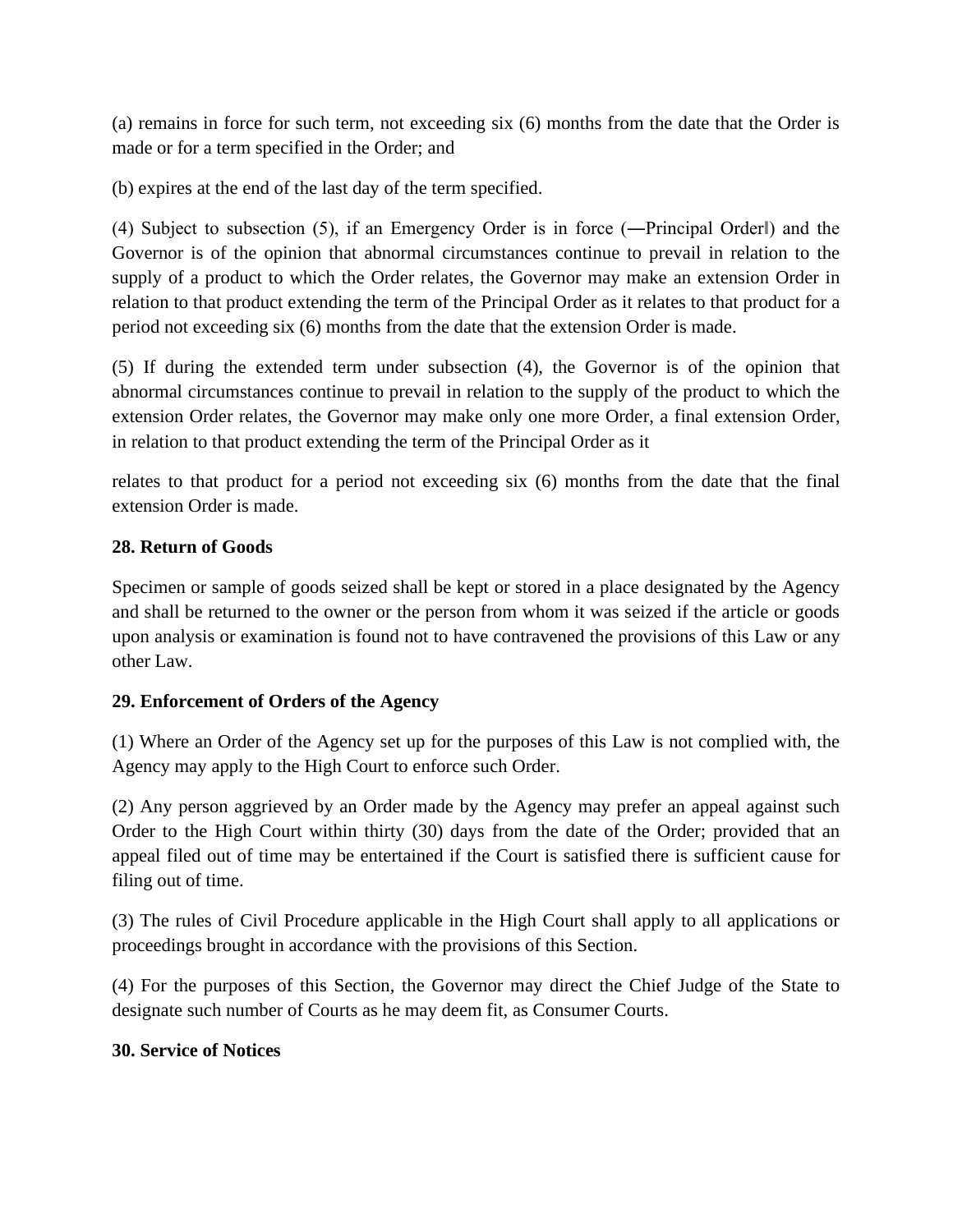(a) remains in force for such term, not exceeding six (6) months from the date that the Order is made or for a term specified in the Order; and

(b) expires at the end of the last day of the term specified.

(4) Subject to subsection (5), if an Emergency Order is in force (―Principal Order‖) and the Governor is of the opinion that abnormal circumstances continue to prevail in relation to the supply of a product to which the Order relates, the Governor may make an extension Order in relation to that product extending the term of the Principal Order as it relates to that product for a period not exceeding six (6) months from the date that the extension Order is made.

(5) If during the extended term under subsection (4), the Governor is of the opinion that abnormal circumstances continue to prevail in relation to the supply of the product to which the extension Order relates, the Governor may make only one more Order, a final extension Order, in relation to that product extending the term of the Principal Order as it

relates to that product for a period not exceeding six (6) months from the date that the final extension Order is made.

**28. Return of Goods**

Specimen or sample of goods seized shall be kept or stored in a place designated by the Agency and shall be returned to the owner or the person from whom it was seized if the article or goods upon analysis or examination is found not to have contravened the provisions of this Law or any other Law.

**29. Enforcement of Orders of the Agency**

(1) Where an Order of the Agency set up for the purposes of this Law is not complied with, the Agency may apply to the High Court to enforce such Order.

(2) Any person aggrieved by an Order made by the Agency may prefer an appeal against such Order to the High Court within thirty (30) days from the date of the Order; provided that an appeal filed out of time may be entertained if the Court is satisfied there is sufficient cause for filing out of time.

(3) The rules of Civil Procedure applicable in the High Court shall apply to all applications or proceedings brought in accordance with the provisions of this Section.

(4) For the purposes of this Section, the Governor may direct the Chief Judge of the State to designate such number of Courts as he may deem fit, as Consumer Courts.

**30. Service of Notices**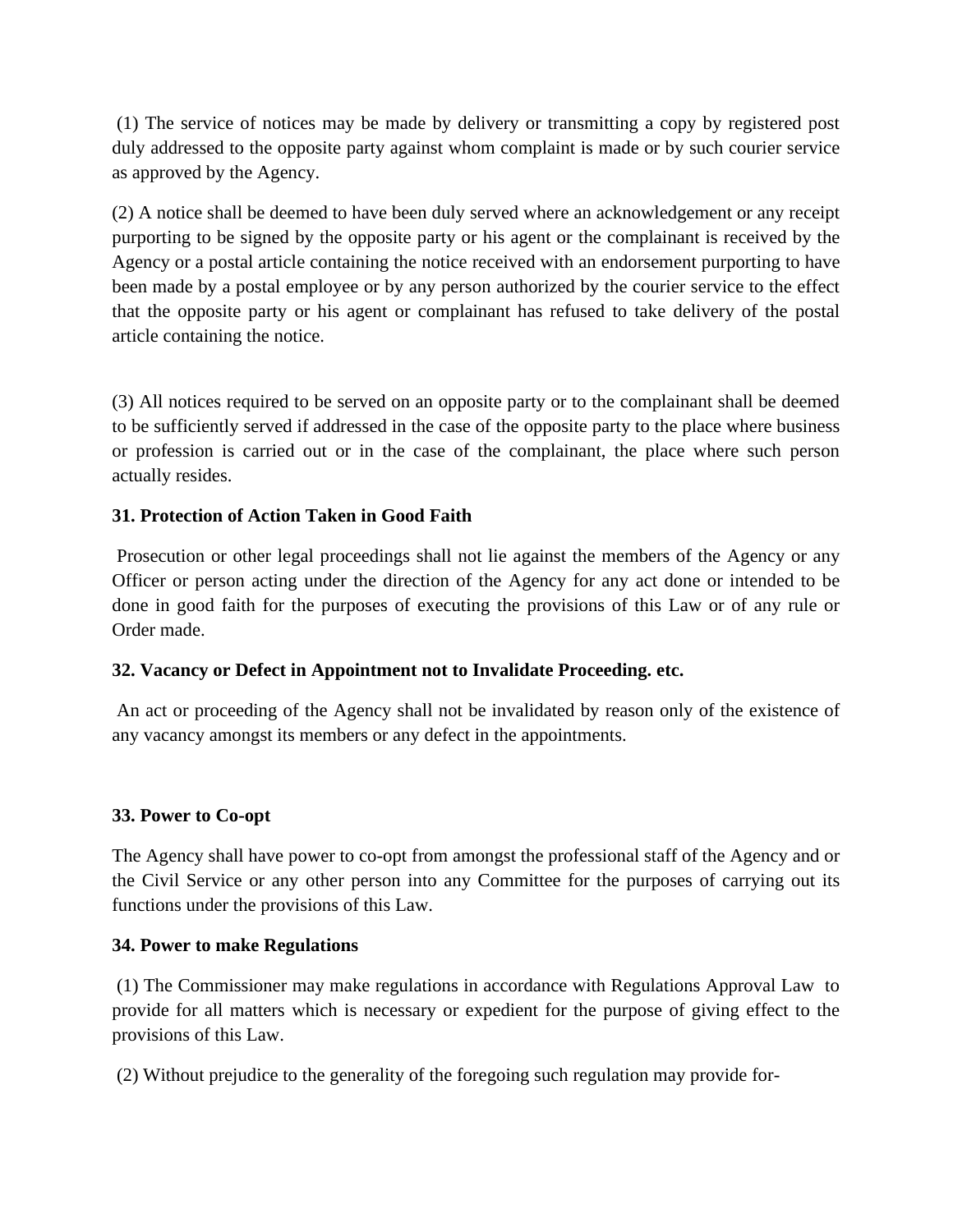(1) The service of notices may be made by delivery or transmitting a copy by registered post duly addressed to the opposite party against whom complaint is made or by such courier service as approved by the Agency.

(2) A notice shall be deemed to have been duly served where an acknowledgement or any receipt purporting to be signed by the opposite party or his agent or the complainant is received by the Agency or a postal article containing the notice received with an endorsement purporting to have been made by a postal employee or by any person authorized by the courier service to the effect that the opposite party or his agent or complainant has refused to take delivery of the postal article containing the notice.

(3) All notices required to be served on an opposite party or to the complainant shall be deemed to be sufficiently served if addressed in the case of the opposite party to the place where business or profession is carried out or in the case of the complainant, the place where such person actually resides.

**31. Protection of Action Taken in Good Faith**

Prosecution or other legal proceedings shall not lie against the members of the Agency or any Officer or person acting under the direction of the Agency for any act done or intended to be done in good faith for the purposes of executing the provisions of this Law or of any rule or Order made.

**32. Vacancy or Defect in Appointment not to Invalidate Proceeding. etc.**

An act or proceeding of the Agency shall not be invalidated by reason only of the existence of any vacancy amongst its members or any defect in the appointments.

**33. Power to Co-opt**

The Agency shall have power to co-opt from amongst the professional staff of the Agency and or the Civil Service or any other person into any Committee for the purposes of carrying out its functions under the provisions of this Law.

**34. Power to make Regulations**

(1) The Commissioner may make regulations in accordance with Regulations Approval Law to provide for all matters which is necessary or expedient for the purpose of giving effect to the provisions of this Law.

(2) Without prejudice to the generality of the foregoing such regulation may provide for-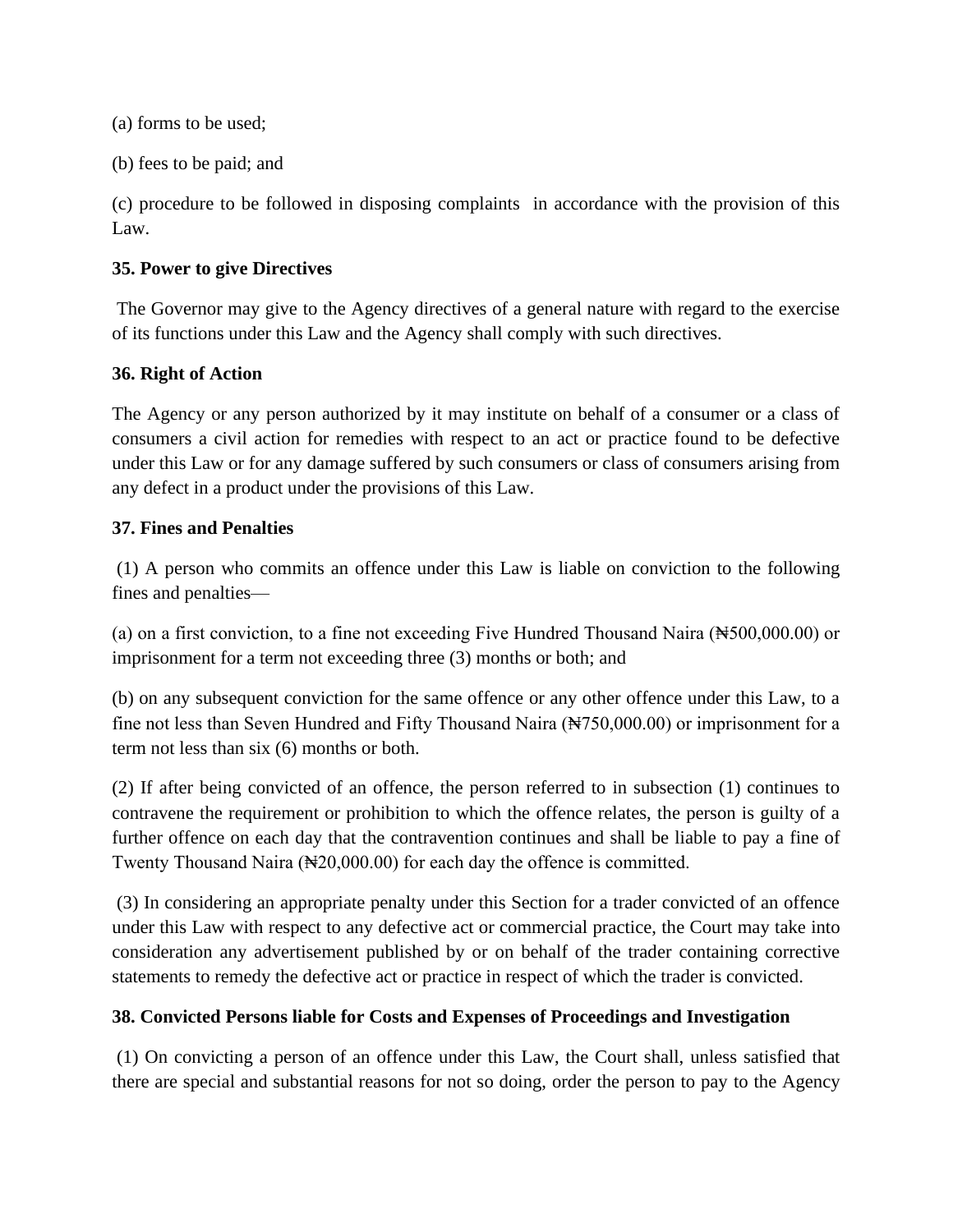(a) forms to be used;

(b) fees to be paid; and

(c) procedure to be followed in disposing complaints in accordance with the provision of this Law.

**35. Power to give Directives**

The Governor may give to the Agency directives of a general nature with regard to the exercise of its functions under this Law and the Agency shall comply with such directives.

**36. Right of Action**

The Agency or any person authorized by it may institute on behalf of a consumer or a class of consumers a civil action for remedies with respect to an act or practice found to be defective under this Law or for any damage suffered by such consumers or class of consumers arising from any defect in a product under the provisions of this Law.

**37. Fines and Penalties**

(1) A person who commits an offence under this Law is liable on conviction to the following fines and penalties—

(a) on a first conviction, to a fine not exceeding Five Hundred Thousand Naira (₦500,000.00) or imprisonment for a term not exceeding three (3) months or both; and

(b) on any subsequent conviction for the same offence or any other offence under this Law, to a fine not less than Seven Hundred and Fifty Thousand Naira (₦750,000.00) or imprisonment for a term not less than six (6) months or both.

(2) If after being convicted of an offence, the person referred to in subsection (1) continues to contravene the requirement or prohibition to which the offence relates, the person is guilty of a further offence on each day that the contravention continues and shall be liable to pay a fine of Twenty Thousand Naira (₦20,000.00) for each day the offence is committed.

(3) In considering an appropriate penalty under this Section for a trader convicted of an offence under this Law with respect to any defective act or commercial practice, the Court may take into consideration any advertisement published by or on behalf of the trader containing corrective statements to remedy the defective act or practice in respect of which the trader is convicted.

**38. Convicted Persons liable for Costs and Expenses of Proceedings and Investigation**

(1) On convicting a person of an offence under this Law, the Court shall, unless satisfied that there are special and substantial reasons for not so doing, order the person to pay to the Agency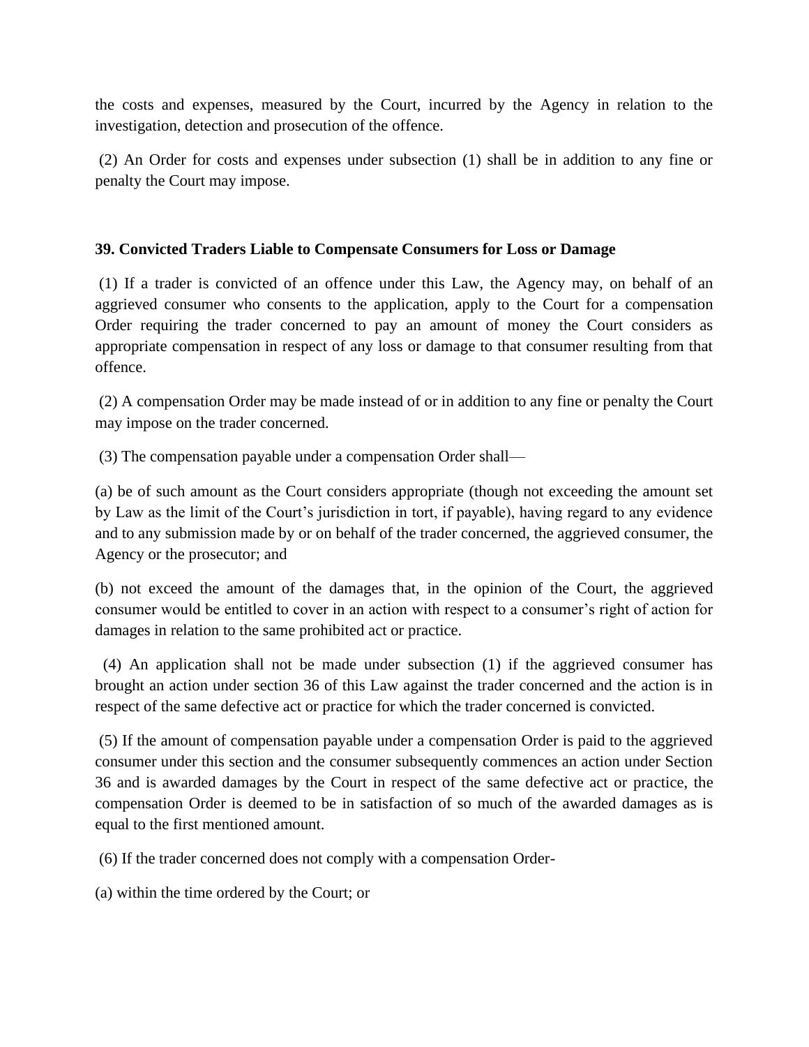the costs and expenses, measured by the Court, incurred by the Agency in relation to the investigation, detection and prosecution of the offence.

(2) An Order for costs and expenses under subsection (1) shall be in addition to any fine or penalty the Court may impose.

**39. Convicted Traders Liable to Compensate Consumers for Loss or Damage**

(1) If a trader is convicted of an offence under this Law, the Agency may, on behalf of an aggrieved consumer who consents to the application, apply to the Court for a compensation Order requiring the trader concerned to pay an amount of money the Court considers as appropriate compensation in respect of any loss or damage to that consumer resulting from that offence.

(2) A compensation Order may be made instead of or in addition to any fine or penalty the Court may impose on the trader concerned.

(3) The compensation payable under a compensation Order shall—

(a) be of such amount as the Court considers appropriate (though not exceeding the amount set by Law as the limit of the Court's jurisdiction in tort, if payable), having regard to any evidence and to any submission made by or on behalf of the trader concerned, the aggrieved consumer, the Agency or the prosecutor; and

(b) not exceed the amount of the damages that, in the opinion of the Court, the aggrieved consumer would be entitled to cover in an action with respect to a consumer's right of action for damages in relation to the same prohibited act or practice.

(4) An application shall not be made under subsection (1) if the aggrieved consumer has brought an action under section 36 of this Law against the trader concerned and the action is in respect of the same defective act or practice for which the trader concerned is convicted.

(5) If the amount of compensation payable under a compensation Order is paid to the aggrieved consumer under this section and the consumer subsequently commences an action under Section 36 and is awarded damages by the Court in respect of the same defective act or practice, the compensation Order is deemed to be in satisfaction of so much of the awarded damages as is equal to the first mentioned amount.

(6) If the trader concerned does not comply with a compensation Order-

(a) within the time ordered by the Court; or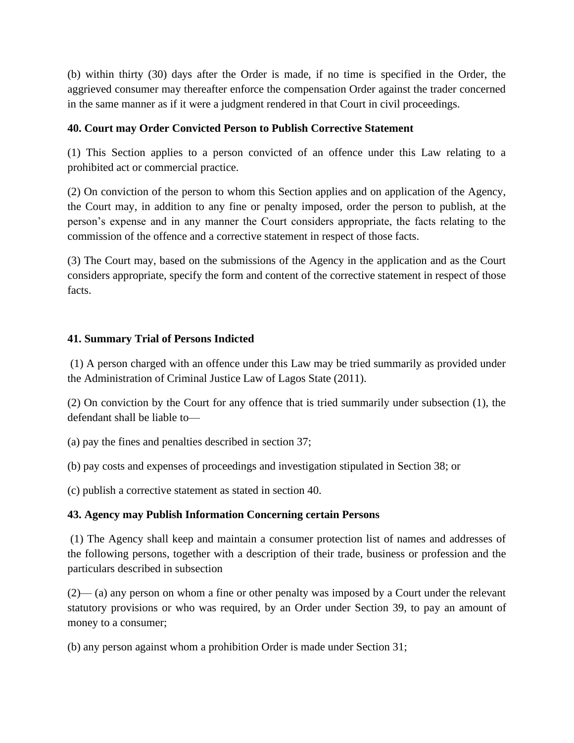(b) within thirty (30) days after the Order is made, if no time is specified in the Order, the aggrieved consumer may thereafter enforce the compensation Order against the trader concerned in the same manner as if it were a judgment rendered in that Court in civil proceedings.

**40. Court may Order Convicted Person to Publish Corrective Statement**

(1) This Section applies to a person convicted of an offence under this Law relating to a prohibited act or commercial practice.

(2) On conviction of the person to whom this Section applies and on application of the Agency, the Court may, in addition to any fine or penalty imposed, order the person to publish, at the person's expense and in any manner the Court considers appropriate, the facts relating to the commission of the offence and a corrective statement in respect of those facts.

(3) The Court may, based on the submissions of the Agency in the application and as the Court considers appropriate, specify the form and content of the corrective statement in respect of those facts.

**41. Summary Trial of Persons Indicted**

(1) A person charged with an offence under this Law may be tried summarily as provided under the Administration of Criminal Justice Law of Lagos State (2011).

(2) On conviction by the Court for any offence that is tried summarily under subsection (1), the defendant shall be liable to—

(a) pay the fines and penalties described in section 37;

(b) pay costs and expenses of proceedings and investigation stipulated in Section 38; or

(c) publish a corrective statement as stated in section 40.

**43. Agency may Publish Information Concerning certain Persons**

(1) The Agency shall keep and maintain a consumer protection list of names and addresses of the following persons, together with a description of their trade, business or profession and the particulars described in subsection

(2)— (a) any person on whom a fine or other penalty was imposed by a Court under the relevant statutory provisions or who was required, by an Order under Section 39, to pay an amount of money to a consumer;

(b) any person against whom a prohibition Order is made under Section 31;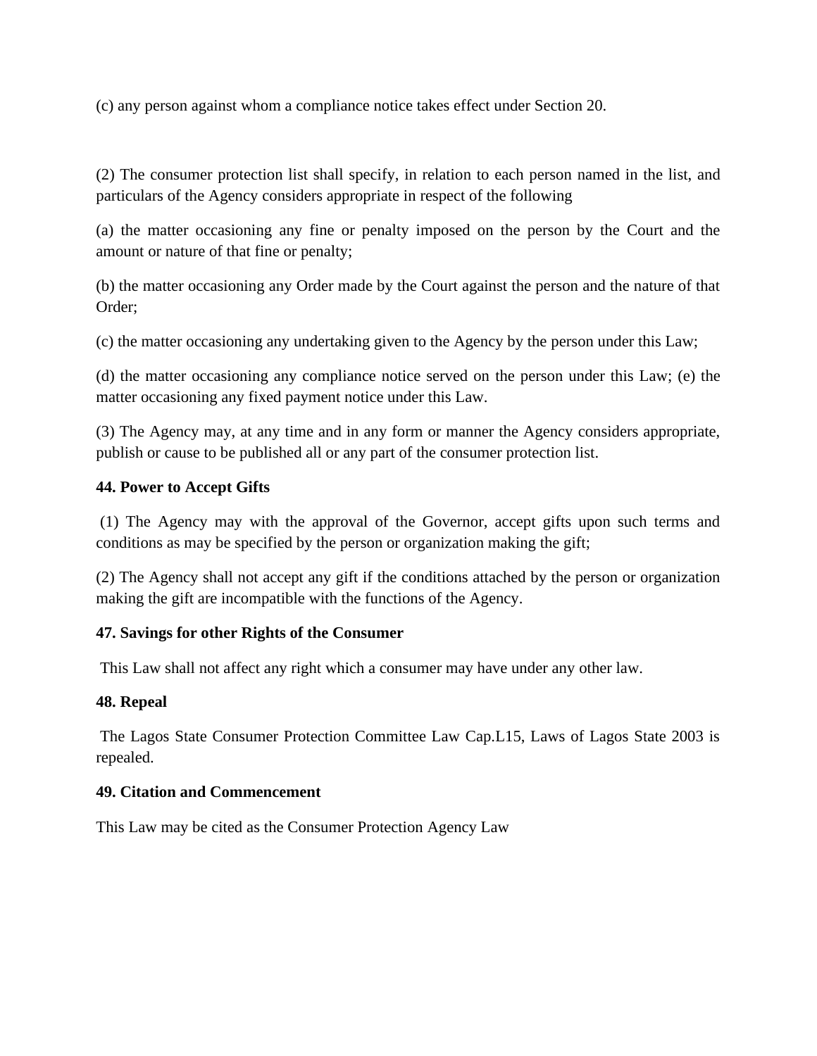(c) any person against whom a compliance notice takes effect under Section 20.

(2) The consumer protection list shall specify, in relation to each person named in the list, and particulars of the Agency considers appropriate in respect of the following

(a) the matter occasioning any fine or penalty imposed on the person by the Court and the amount or nature of that fine or penalty;

(b) the matter occasioning any Order made by the Court against the person and the nature of that Order;

(c) the matter occasioning any undertaking given to the Agency by the person under this Law;

(d) the matter occasioning any compliance notice served on the person under this Law; (e) the matter occasioning any fixed payment notice under this Law.

(3) The Agency may, at any time and in any form or manner the Agency considers appropriate, publish or cause to be published all or any part of the consumer protection list.

**44. Power to Accept Gifts**

(1) The Agency may with the approval of the Governor, accept gifts upon such terms and conditions as may be specified by the person or organization making the gift;

(2) The Agency shall not accept any gift if the conditions attached by the person or organization making the gift are incompatible with the functions of the Agency.

**47. Savings for other Rights of the Consumer**

This Law shall not affect any right which a consumer may have under any other law.

**48. Repeal**

The Lagos State Consumer Protection Committee Law Cap.L15, Laws of Lagos State 2003 is repealed.

**49. Citation and Commencement**

This Law may be cited as the Consumer Protection Agency Law